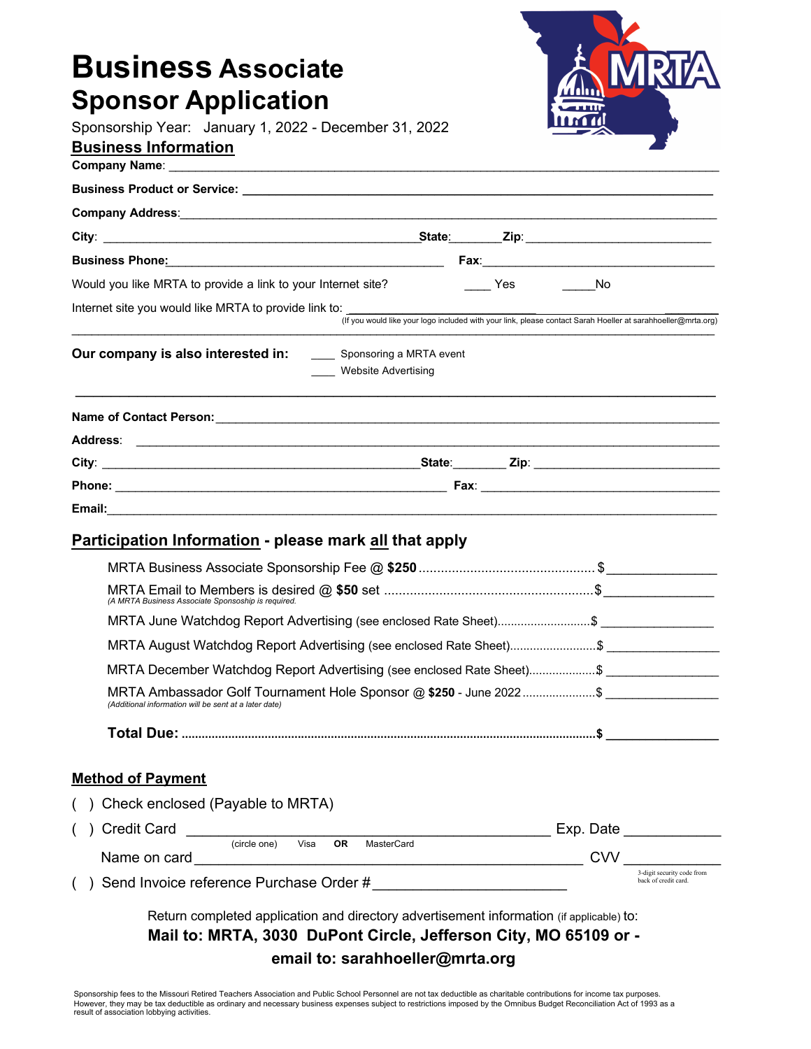# Business Associate Sponsor Application

Sponsorship Year: January 1, 2022 - December 31, 2022

## Business Information

**Company Name**: ______________________________________________

**Business Product or Service:** ______________________________________________

**Company Address**: ______________________________________________

**City**: ______________________ **State**:________ **Zip**: ____________________

**Business Phone:**______________________ **Fax**:______________________

Would you like MRTA to provide a link to your Internet site? ____ Yes _____No

Internet site you would like MRTA to provide link to: ______________________________

(If you would like your logo included with your link, please contact Sarah Hoeller at sarahhoeller@mrta.org)

**Our company is also interested in:** ____ Sponsoring a MRTA event
____ Website Advertising

**Name of Contact Person:**______________________________________________

**Address**: ______________________________________________

**City**: ______________________ **State**:________ **Zip**: ____________________

**Phone**: ______________________ **Fax**: ______________________

**Email:**______________________________________________

## Participation Information - please mark all that apply

MRTA Business Associate Sponsorship Fee @ **$250** .................................... $______________

MRTA Email to Members is desired @ **$50** set .................................... $______________
*(A MRTA Business Associate Sponsoship is required.*

MRTA June Watchdog Report Advertising (see enclosed Rate Sheet).................... $______________

MRTA August Watchdog Report Advertising (see enclosed Rate Sheet).................... $______________

MRTA December Watchdog Report Advertising (see enclosed Rate Sheet).................... $______________

MRTA Ambassador Golf Tournament Hole Sponsor @ **$250** - June 2022 .................... $______________
*(Additional information will be sent at a later date)*

**Total Due: ..................................................................... $ ______________**

## Method of Payment

( ) Check enclosed (Payable to MRTA)

( ) Credit Card ______________________________ Exp. Date ____________
(circle one) Visa **OR** MasterCard

Name on card ______________________________ CVV ____________
3-digit security code from back of credit card.

( ) Send Invoice reference Purchase Order # ______________________

Return completed application and directory advertisement information (if applicable) to:

**Mail to: MRTA, 3030 DuPont Circle, Jefferson City, MO 65109 or -**

**email to: sarahhoeller@mrta.org**

Sponsorship fees to the Missouri Retired Teachers Association and Public School Personnel are not tax deductible as charitable contributions for income tax purposes. However, they may be tax deductible as ordinary and necessary business expenses subject to restrictions imposed by the Omnibus Budget Reconciliation Act of 1993 as a result of association lobbying activities.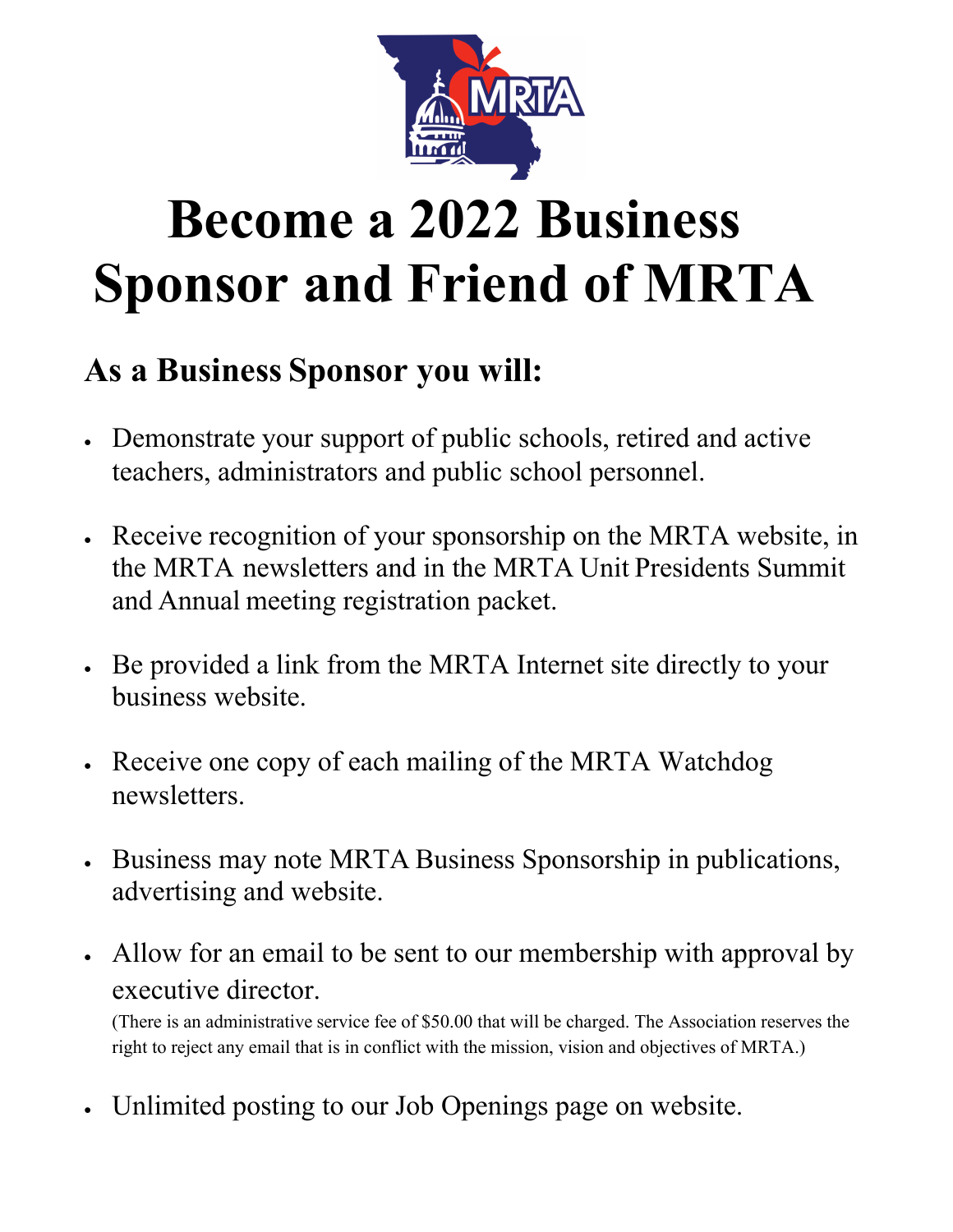# Become a 2022 Business Sponsor and Friend of MRTA

## As a Business Sponsor you will:

- Demonstrate your support of public schools, retired and active teachers, administrators and public school personnel.
- Receive recognition of your sponsorship on the MRTA website, in the MRTA newsletters and in the MRTA Unit Presidents Summit and Annual meeting registration packet.
- Be provided a link from the MRTA Internet site directly to your business website.
- Receive one copy of each mailing of the MRTA Watchdog newsletters.
- Business may note MRTA Business Sponsorship in publications, advertising and website.
- Allow for an email to be sent to our membership with approval by executive director.
  (There is an administrative service fee of $50.00 that will be charged. The Association reserves the right to reject any email that is in conflict with the mission, vision and objectives of MRTA.)
- Unlimited posting to our Job Openings page on website.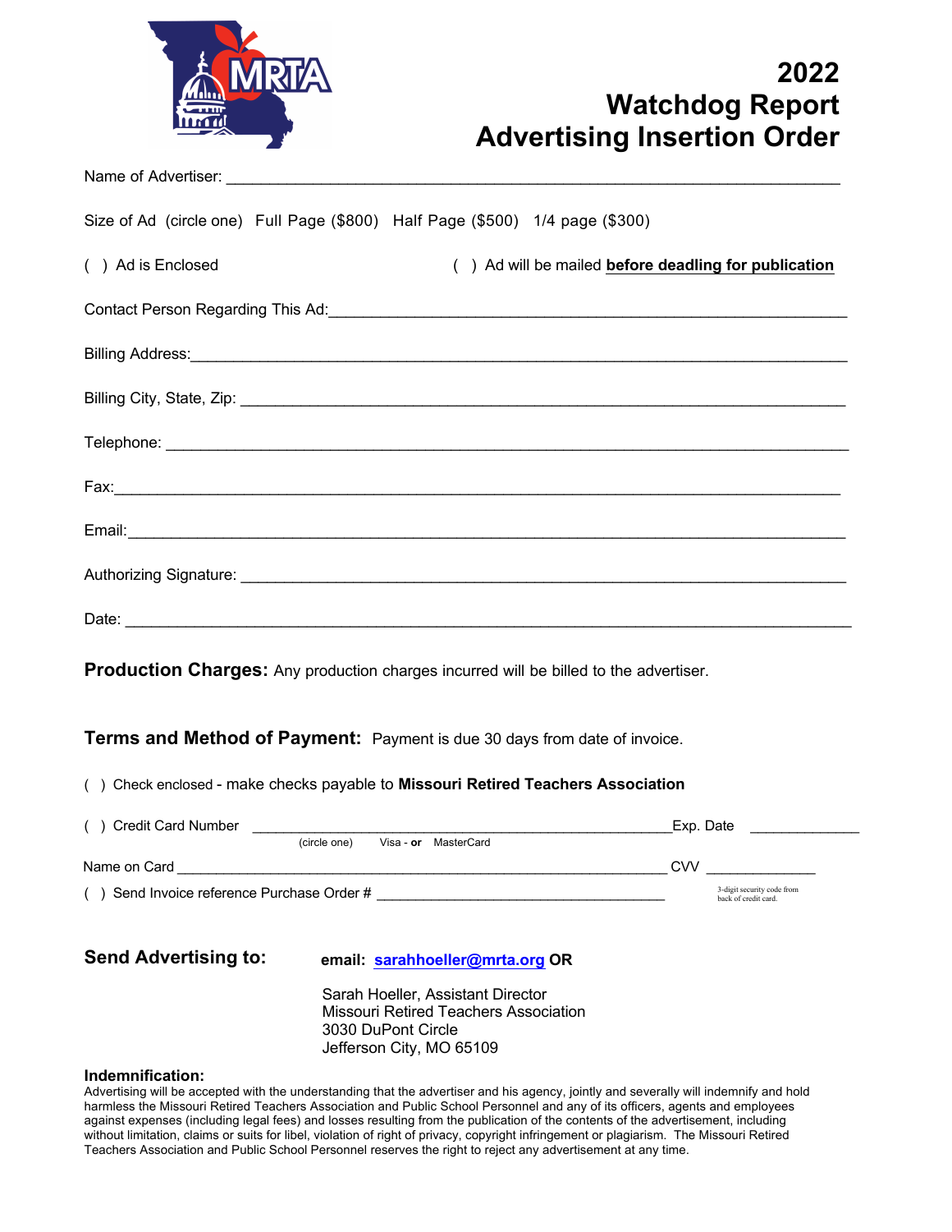# 2022 Watchdog Report Advertising Insertion Order

Name of Advertiser: ______________________________________________________________________

Size of Ad (circle one) Full Page ($800) Half Page ($500) 1/4 page ($300)

( ) Ad is Enclosed ( ) Ad will be mailed **before deadling for publication**

Contact Person Regarding This Ad:_____________________________________________________

Billing Address:_______________________________________________________________________

Billing City, State, Zip: ________________________________________________________________

Telephone: ___________________________________________________________________________

Fax:_________________________________________________________________________________

Email:________________________________________________________________________________

Authorizing Signature: _________________________________________________________________

Date: ________________________________________________________________________________

**Production Charges:** Any production charges incurred will be billed to the advertiser.

**Terms and Method of Payment:** Payment is due 30 days from date of invoice.

( ) Check enclosed - make checks payable to **Missouri Retired Teachers Association**

( ) Credit Card Number ________________________________________ Exp. Date ____________
(circle one) Visa - **or** MasterCard

Name on Card ______________________________________________ CVV ____________
3-digit security code from back of credit card.

( ) Send Invoice reference Purchase Order # ______________________________

**Send Advertising to:** **email: sarahhoeller@mrta.org OR**

Sarah Hoeller, Assistant Director
Missouri Retired Teachers Association
3030 DuPont Circle
Jefferson City, MO 65109

**Indemnification:**
Advertising will be accepted with the understanding that the advertiser and his agency, jointly and severally will indemnify and hold harmless the Missouri Retired Teachers Association and Public School Personnel and any of its officers, agents and employees against expenses (including legal fees) and losses resulting from the publication of the contents of the advertisement, including without limitation, claims or suits for libel, violation of right of privacy, copyright infringement or plagiarism. The Missouri Retired Teachers Association and Public School Personnel reserves the right to reject any advertisement at any time.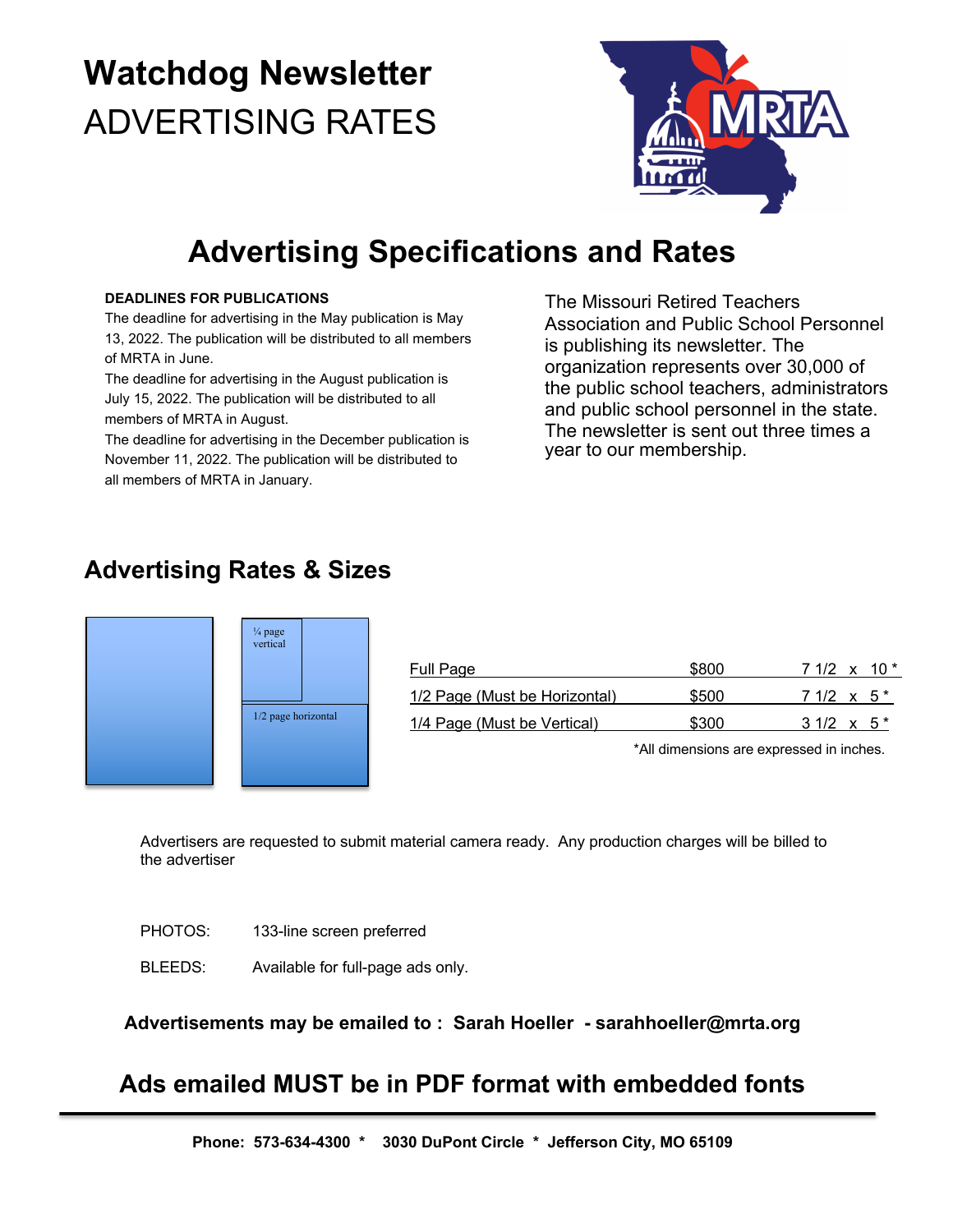# Watchdog Newsletter
ADVERTISING RATES

## Advertising Specifications and Rates

**DEADLINES FOR PUBLICATIONS**

The deadline for advertising in the May publication is May 13, 2022. The publication will be distributed to all members of MRTA in June.

The deadline for advertising in the August publication is July 15, 2022. The publication will be distributed to all members of MRTA in August.

The deadline for advertising in the December publication is November 11, 2022. The publication will be distributed to all members of MRTA in January.

The Missouri Retired Teachers Association and Public School Personnel is publishing its newsletter. The organization represents over 30,000 of the public school teachers, administrators and public school personnel in the state. The newsletter is sent out three times a year to our membership.

### Advertising Rates & Sizes

¼ page vertical

1/2 page horizontal

| | | |
|---|---|---|
| Full Page | $800 | 7 1/2 x 10 * |
| 1/2 Page (Must be Horizontal) | $500 | 7 1/2 x 5 * |
| 1/4 Page (Must be Vertical) | $300 | 3 1/2 x 5 * |

*All dimensions are expressed in inches.

Advertisers are requested to submit material camera ready. Any production charges will be billed to the advertiser

PHOTOS: 133-line screen preferred

BLEEDS: Available for full-page ads only.

**Advertisements may be emailed to : Sarah Hoeller - sarahhoeller@mrta.org**

**Ads emailed MUST be in PDF format with embedded fonts**

**Phone: 573-634-4300 * 3030 DuPont Circle * Jefferson City, MO 65109**